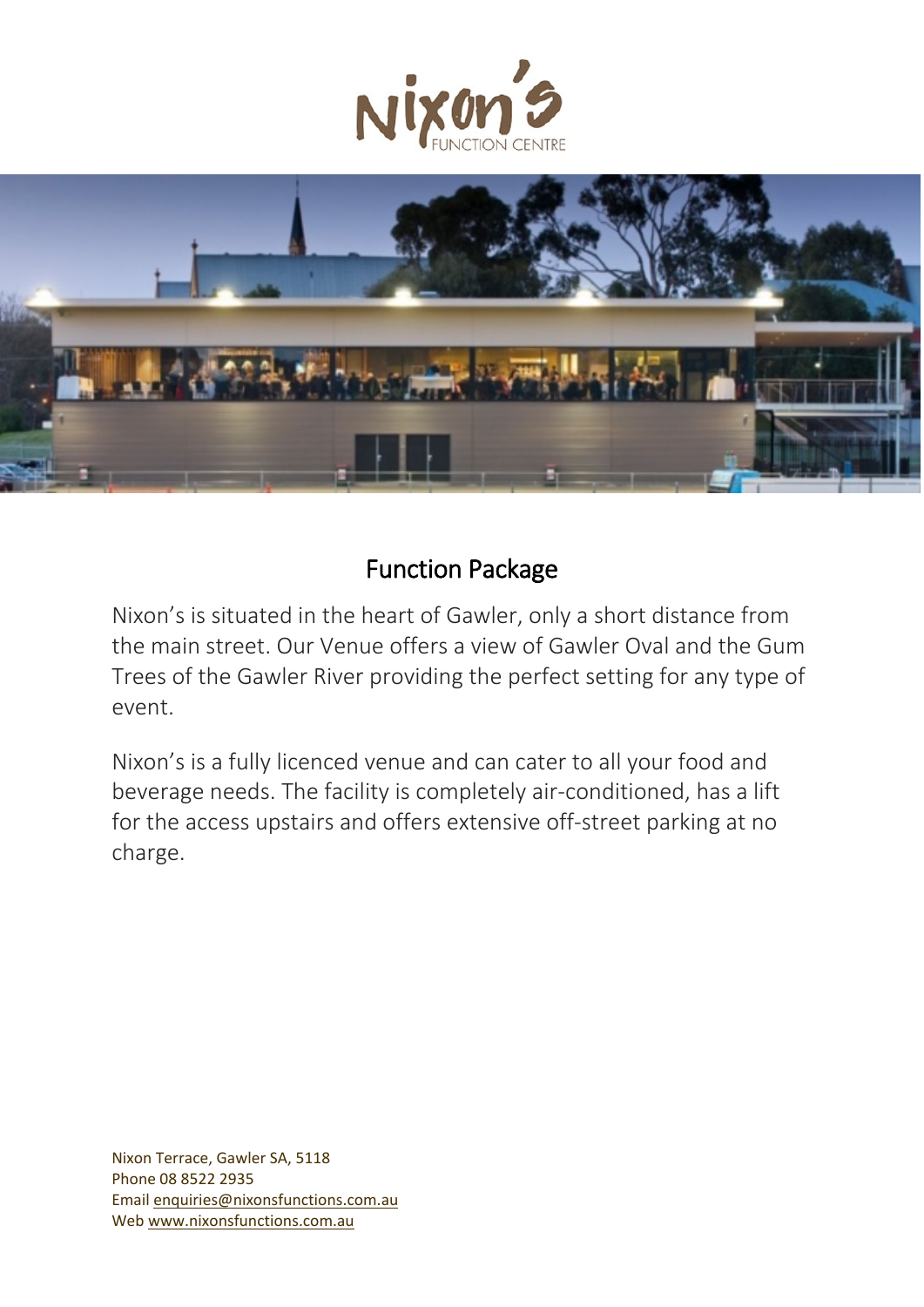## Function Package

Nixon's is situated in the heart of Gawler, only a short distance from the main street. Our Venue offers a view of Gawler Oval and the Gum Trees of the Gawler River providing the perfect setting for any type of event.

Nixon's is a fully licenced venue and can cater to all your food and beverage needs. The facility is completely air-conditioned, has a lift for the access upstairs and offers extensive off-street parking at no charge.

Nixon Terrace, Gawler SA, 5118
Phone 08 8522 2935
Email enquiries@nixonsfunctions.com.au
Web www.nixonsfunctions.com.au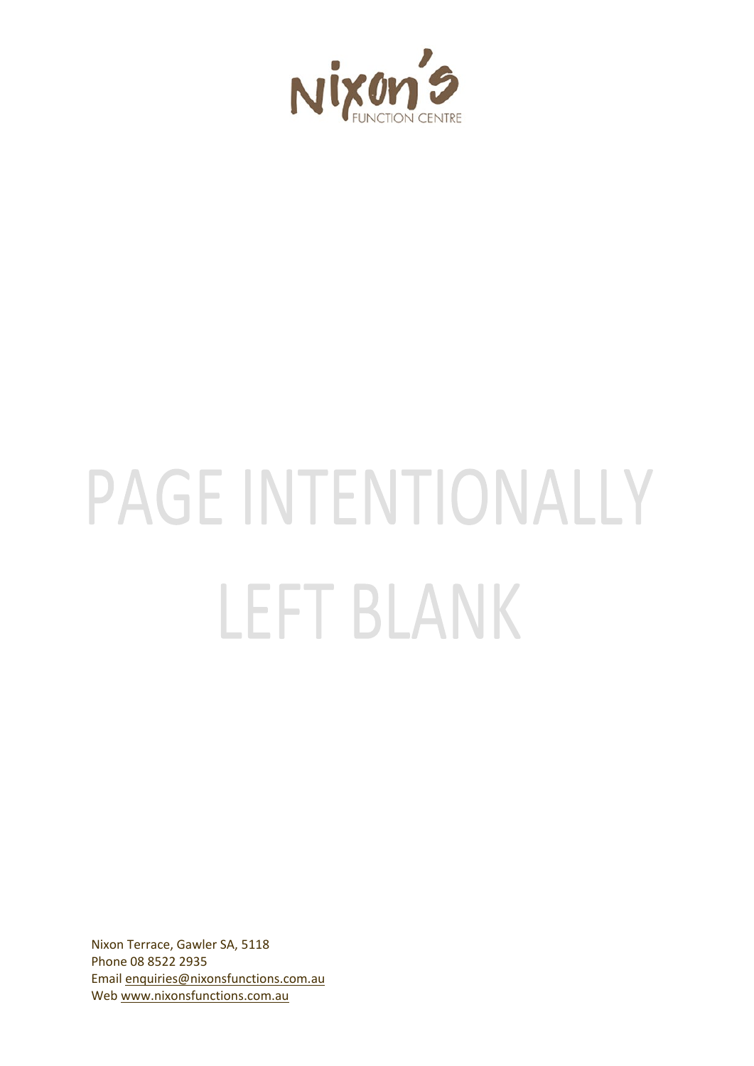Nixon's FUNCTION CENTRE

PAGE INTENTIONALLY LEFT BLANK

Nixon Terrace, Gawler SA, 5118
Phone 08 8522 2935
Email enquiries@nixonsfunctions.com.au
Web www.nixonsfunctions.com.au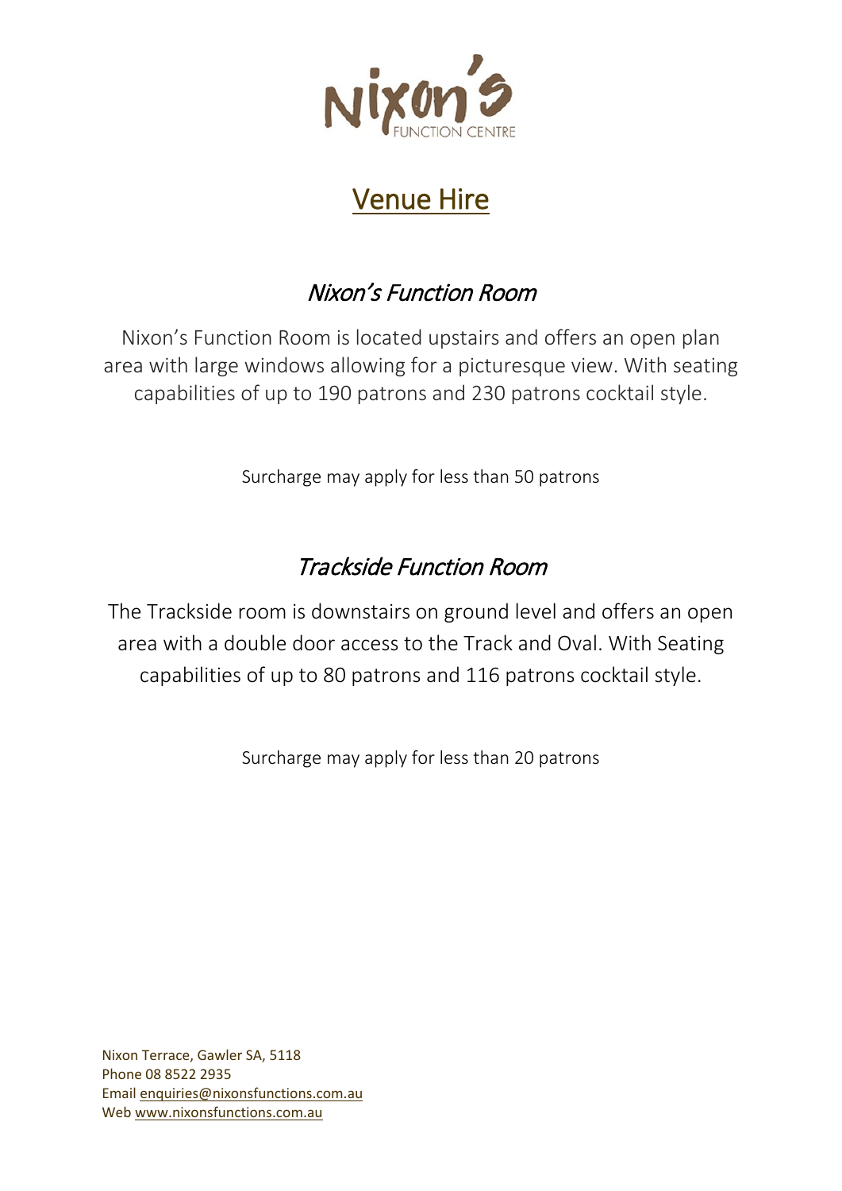Nixon's
FUNCTION CENTRE

# Venue Hire

## *Nixon's Function Room*

Nixon's Function Room is located upstairs and offers an open plan area with large windows allowing for a picturesque view. With seating capabilities of up to 190 patrons and 230 patrons cocktail style.

Surcharge may apply for less than 50 patrons

## *Trackside Function Room*

The Trackside room is downstairs on ground level and offers an open area with a double door access to the Track and Oval. With Seating capabilities of up to 80 patrons and 116 patrons cocktail style.

Surcharge may apply for less than 20 patrons

Nixon Terrace, Gawler SA, 5118
Phone 08 8522 2935
Email enquiries@nixonsfunctions.com.au
Web www.nixonsfunctions.com.au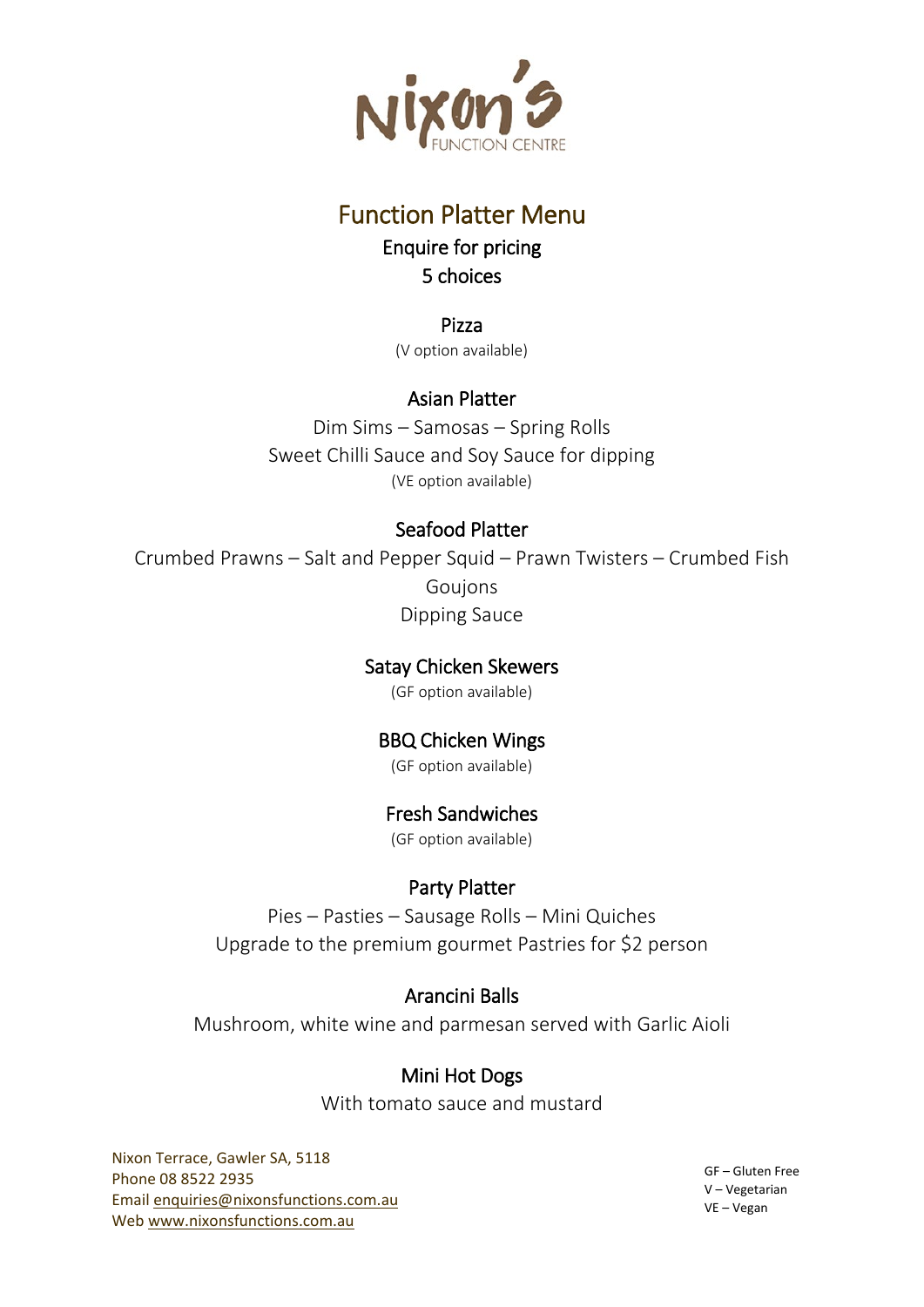# Nixon's Function Centre

## Function Platter Menu

Enquire for pricing

5 choices

### Pizza

(V option available)

### Asian Platter

Dim Sims – Samosas – Spring Rolls

Sweet Chilli Sauce and Soy Sauce for dipping

(VE option available)

### Seafood Platter

Crumbed Prawns – Salt and Pepper Squid – Prawn Twisters – Crumbed Fish Goujons

Dipping Sauce

### Satay Chicken Skewers

(GF option available)

### BBQ Chicken Wings

(GF option available)

### Fresh Sandwiches

(GF option available)

### Party Platter

Pies – Pasties – Sausage Rolls – Mini Quiches

Upgrade to the premium gourmet Pastries for $2 person

### Arancini Balls

Mushroom, white wine and parmesan served with Garlic Aioli

### Mini Hot Dogs

With tomato sauce and mustard

Nixon Terrace, Gawler SA, 5118
Phone 08 8522 2935
Email enquiries@nixonsfunctions.com.au
Web www.nixonsfunctions.com.au

GF – Gluten Free
V – Vegetarian
VE – Vegan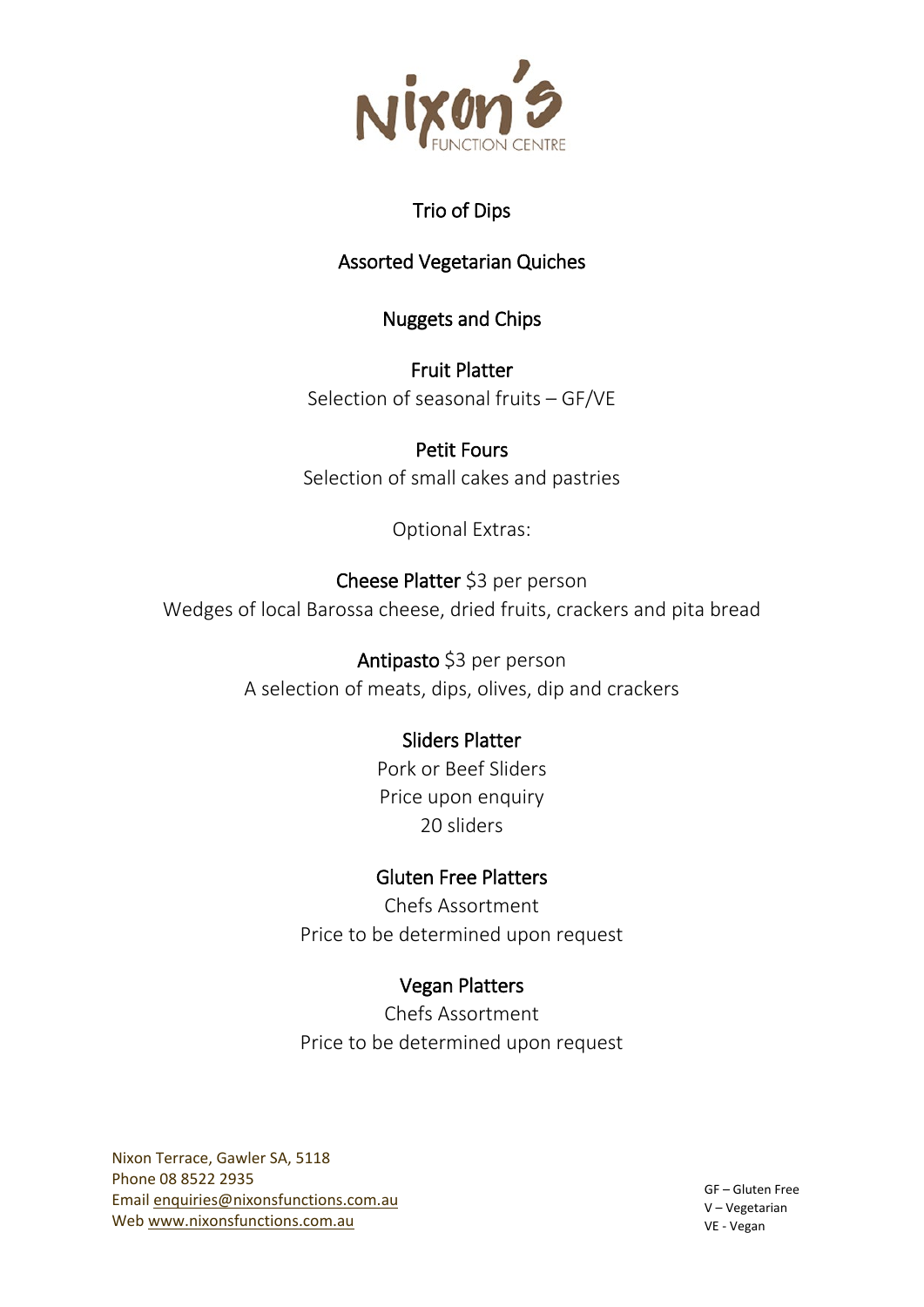Nixon's Function Centre

**Trio of Dips**

**Assorted Vegetarian Quiches**

**Nuggets and Chips**

**Fruit Platter**
Selection of seasonal fruits – GF/VE

**Petit Fours**
Selection of small cakes and pastries

Optional Extras:

**Cheese Platter** $3 per person
Wedges of local Barossa cheese, dried fruits, crackers and pita bread

**Antipasto** $3 per person
A selection of meats, dips, olives, dip and crackers

**Sliders Platter**
Pork or Beef Sliders
Price upon enquiry
20 sliders

**Gluten Free Platters**
Chefs Assortment
Price to be determined upon request

**Vegan Platters**
Chefs Assortment
Price to be determined upon request

Nixon Terrace, Gawler SA, 5118
Phone 08 8522 2935
Email enquiries@nixonsfunctions.com.au
Web www.nixonsfunctions.com.au

GF – Gluten Free
V – Vegetarian
VE - Vegan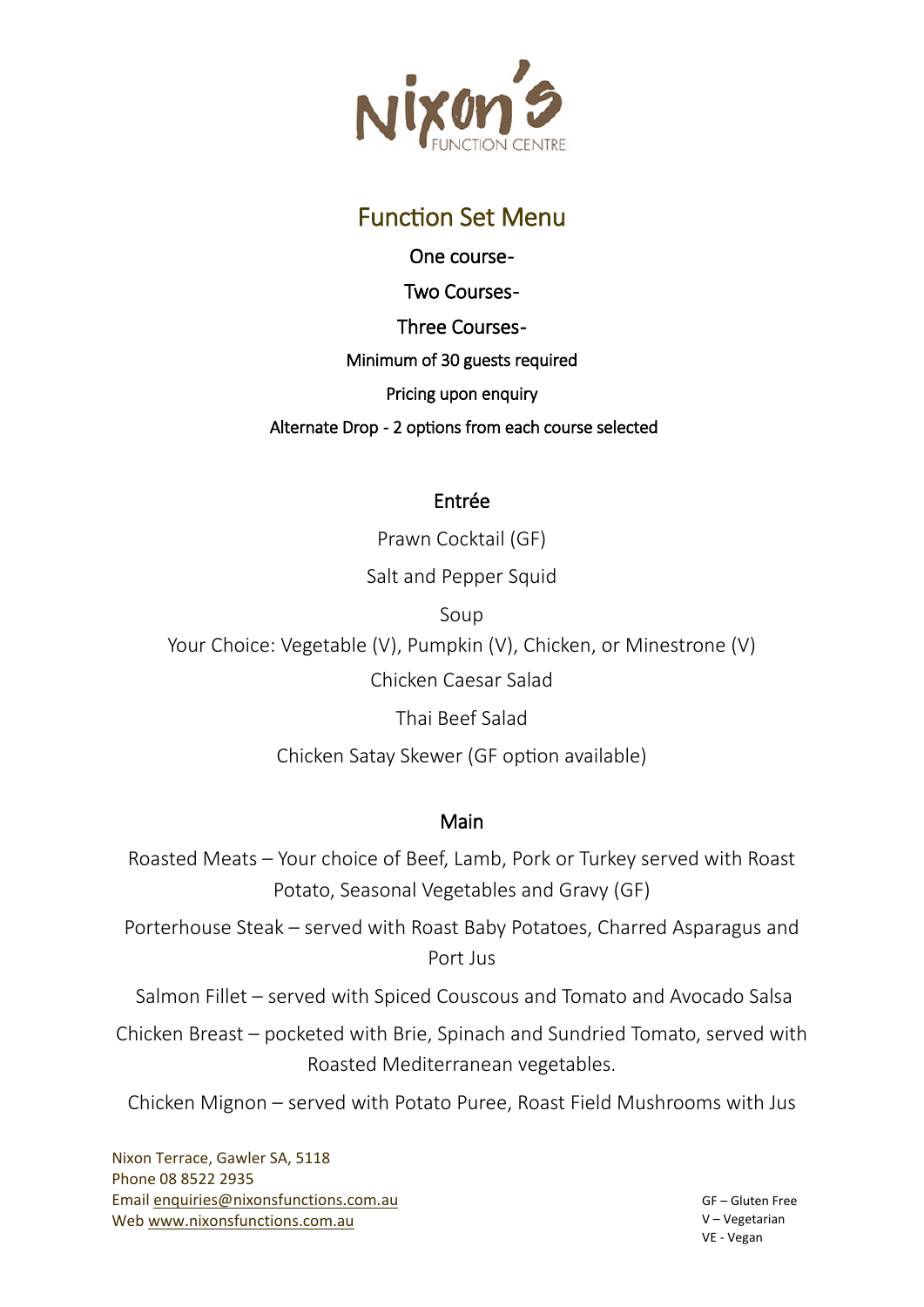Nixon's FUNCTION CENTRE

# Function Set Menu

One course-

Two Courses-

Three Courses-

Minimum of 30 guests required

Pricing upon enquiry

Alternate Drop - 2 options from each course selected

## Entrée

Prawn Cocktail (GF)

Salt and Pepper Squid

Soup

Your Choice: Vegetable (V), Pumpkin (V), Chicken, or Minestrone (V)

Chicken Caesar Salad

Thai Beef Salad

Chicken Satay Skewer (GF option available)

## Main

Roasted Meats – Your choice of Beef, Lamb, Pork or Turkey served with Roast Potato, Seasonal Vegetables and Gravy (GF)

Porterhouse Steak – served with Roast Baby Potatoes, Charred Asparagus and Port Jus

Salmon Fillet – served with Spiced Couscous and Tomato and Avocado Salsa

Chicken Breast – pocketed with Brie, Spinach and Sundried Tomato, served with Roasted Mediterranean vegetables.

Chicken Mignon – served with Potato Puree, Roast Field Mushrooms with Jus

Nixon Terrace, Gawler SA, 5118
Phone 08 8522 2935
Email enquiries@nixonsfunctions.com.au
Web www.nixonsfunctions.com.au

GF – Gluten Free
V – Vegetarian
VE - Vegan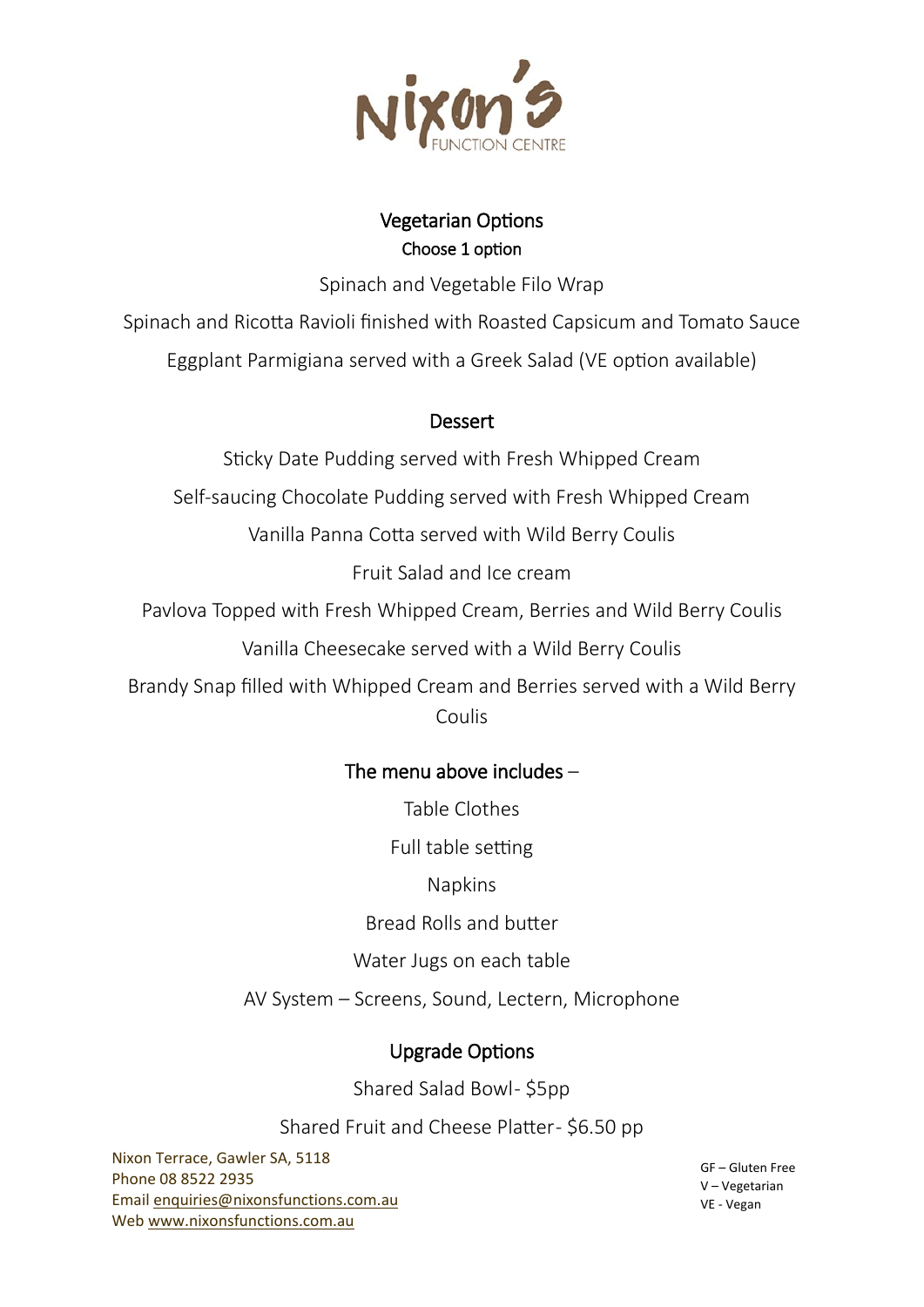Nixon's FUNCTION CENTRE

## Vegetarian Options

**Choose 1 option**

Spinach and Vegetable Filo Wrap

Spinach and Ricotta Ravioli finished with Roasted Capsicum and Tomato Sauce

Eggplant Parmigiana served with a Greek Salad (VE option available)

## Dessert

Sticky Date Pudding served with Fresh Whipped Cream

Self-saucing Chocolate Pudding served with Fresh Whipped Cream

Vanilla Panna Cotta served with Wild Berry Coulis

Fruit Salad and Ice cream

Pavlova Topped with Fresh Whipped Cream, Berries and Wild Berry Coulis

Vanilla Cheesecake served with a Wild Berry Coulis

Brandy Snap filled with Whipped Cream and Berries served with a Wild Berry Coulis

## The menu above includes –

Table Clothes

Full table setting

Napkins

Bread Rolls and butter

Water Jugs on each table

AV System – Screens, Sound, Lectern, Microphone

## Upgrade Options

Shared Salad Bowl- $5pp

Shared Fruit and Cheese Platter- $6.50 pp

Nixon Terrace, Gawler SA, 5118
Phone 08 8522 2935
Email enquiries@nixonsfunctions.com.au
Web www.nixonsfunctions.com.au

GF – Gluten Free
V – Vegetarian
VE - Vegan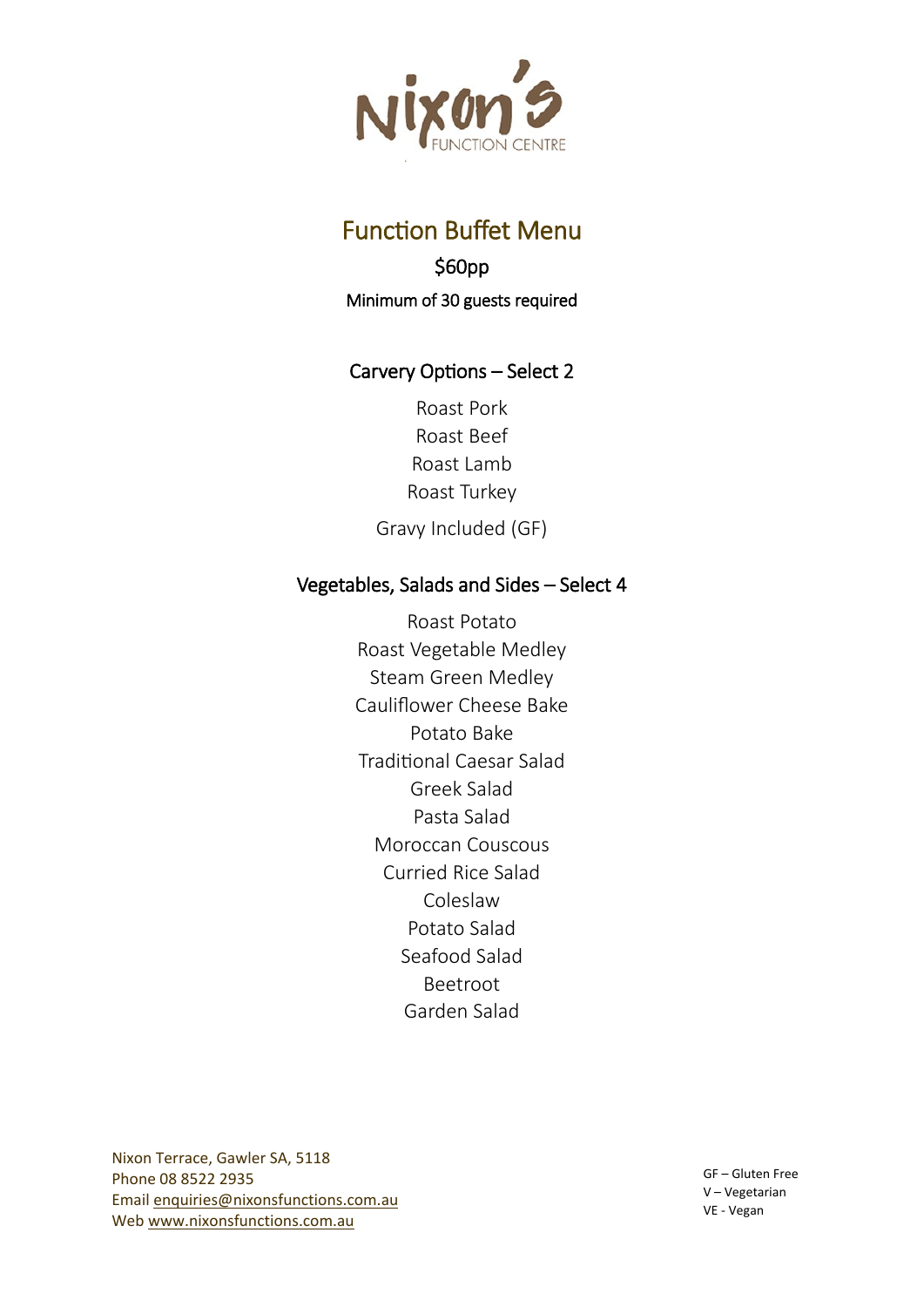Nixon's Function Centre

# Function Buffet Menu

$60pp

Minimum of 30 guests required

## Carvery Options – Select 2

Roast Pork
Roast Beef
Roast Lamb
Roast Turkey

Gravy Included (GF)

## Vegetables, Salads and Sides – Select 4

Roast Potato
Roast Vegetable Medley
Steam Green Medley
Cauliflower Cheese Bake
Potato Bake
Traditional Caesar Salad
Greek Salad
Pasta Salad
Moroccan Couscous
Curried Rice Salad
Coleslaw
Potato Salad
Seafood Salad
Beetroot
Garden Salad

Nixon Terrace, Gawler SA, 5118
Phone 08 8522 2935
Email enquiries@nixonsfunctions.com.au
Web www.nixonsfunctions.com.au

GF – Gluten Free
V – Vegetarian
VE - Vegan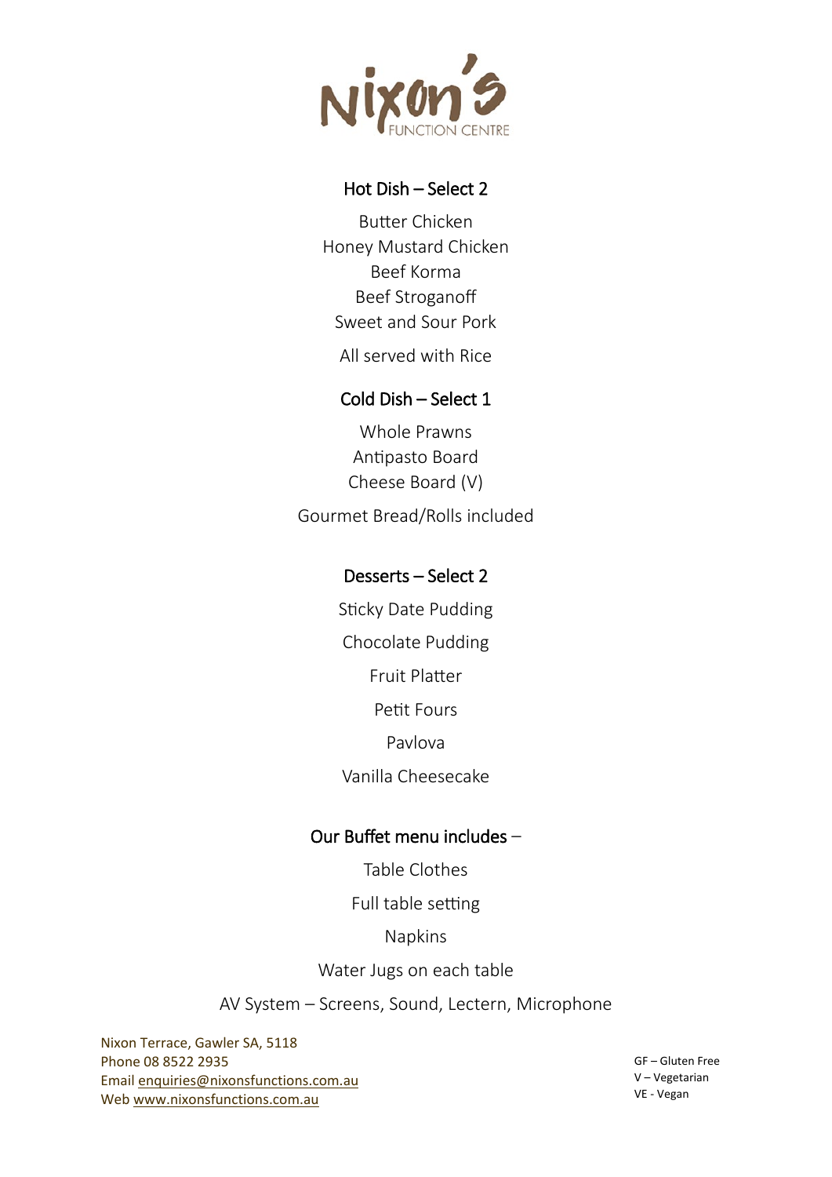Nixon's Function Centre

## Hot Dish – Select 2

Butter Chicken
Honey Mustard Chicken
Beef Korma
Beef Stroganoff
Sweet and Sour Pork

All served with Rice

## Cold Dish – Select 1

Whole Prawns
Antipasto Board
Cheese Board (V)

Gourmet Bread/Rolls included

## Desserts – Select 2

Sticky Date Pudding

Chocolate Pudding

Fruit Platter

Petit Fours

Pavlova

Vanilla Cheesecake

## Our Buffet menu includes –

Table Clothes

Full table setting

Napkins

Water Jugs on each table

AV System – Screens, Sound, Lectern, Microphone

Nixon Terrace, Gawler SA, 5118
Phone 08 8522 2935
Email enquiries@nixonsfunctions.com.au
Web www.nixonsfunctions.com.au

GF – Gluten Free
V – Vegetarian
VE - Vegan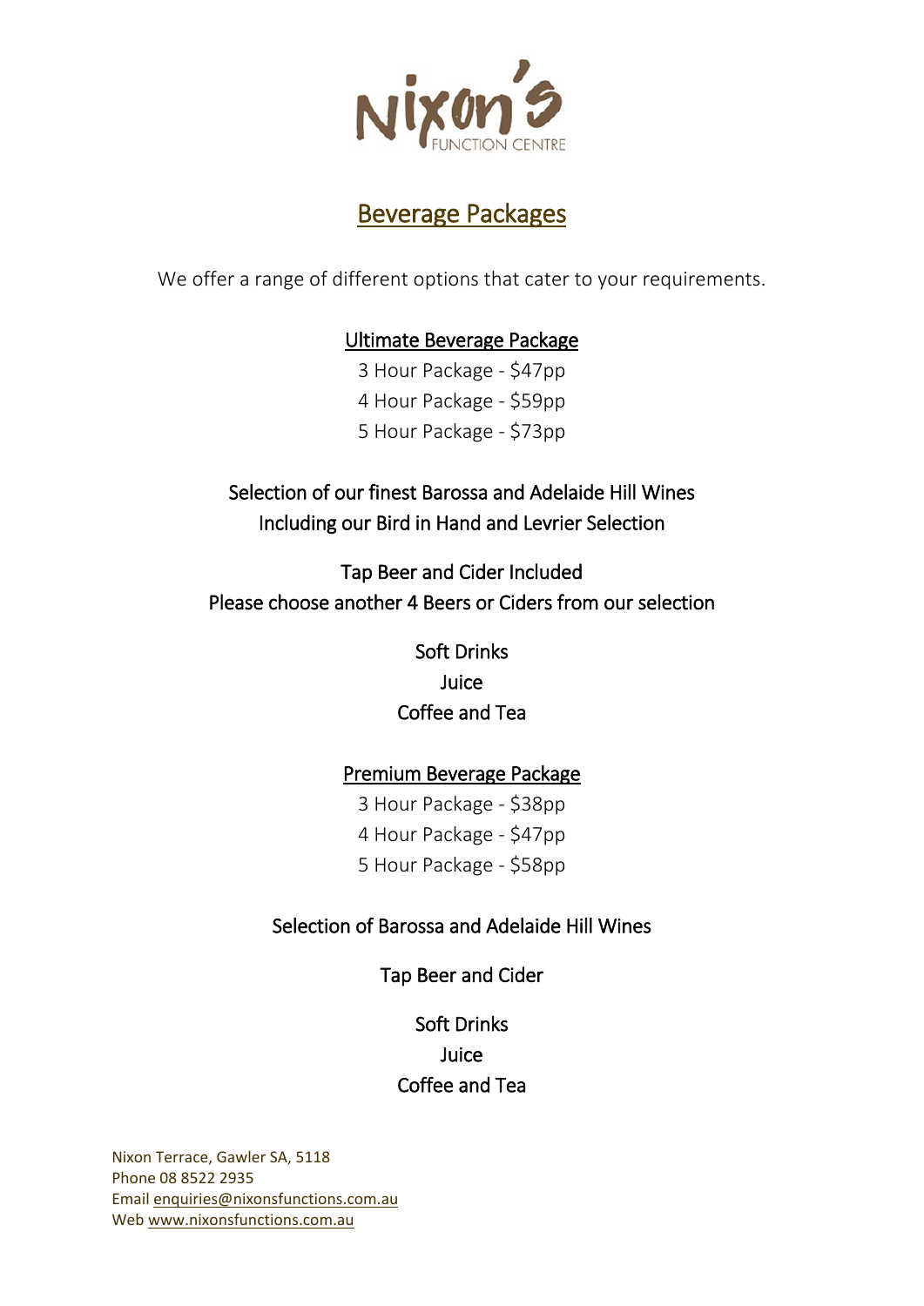Nixon's Function Centre

# Beverage Packages

We offer a range of different options that cater to your requirements.

## Ultimate Beverage Package

3 Hour Package - $47pp
4 Hour Package - $59pp
5 Hour Package - $73pp

Selection of our finest Barossa and Adelaide Hill Wines
Including our Bird in Hand and Levrier Selection

Tap Beer and Cider Included
Please choose another 4 Beers or Ciders from our selection

Soft Drinks
Juice
Coffee and Tea

## Premium Beverage Package

3 Hour Package - $38pp
4 Hour Package - $47pp
5 Hour Package - $58pp

Selection of Barossa and Adelaide Hill Wines

Tap Beer and Cider

Soft Drinks
Juice
Coffee and Tea

Nixon Terrace, Gawler SA, 5118
Phone 08 8522 2935
Email enquiries@nixonsfunctions.com.au
Web www.nixonsfunctions.com.au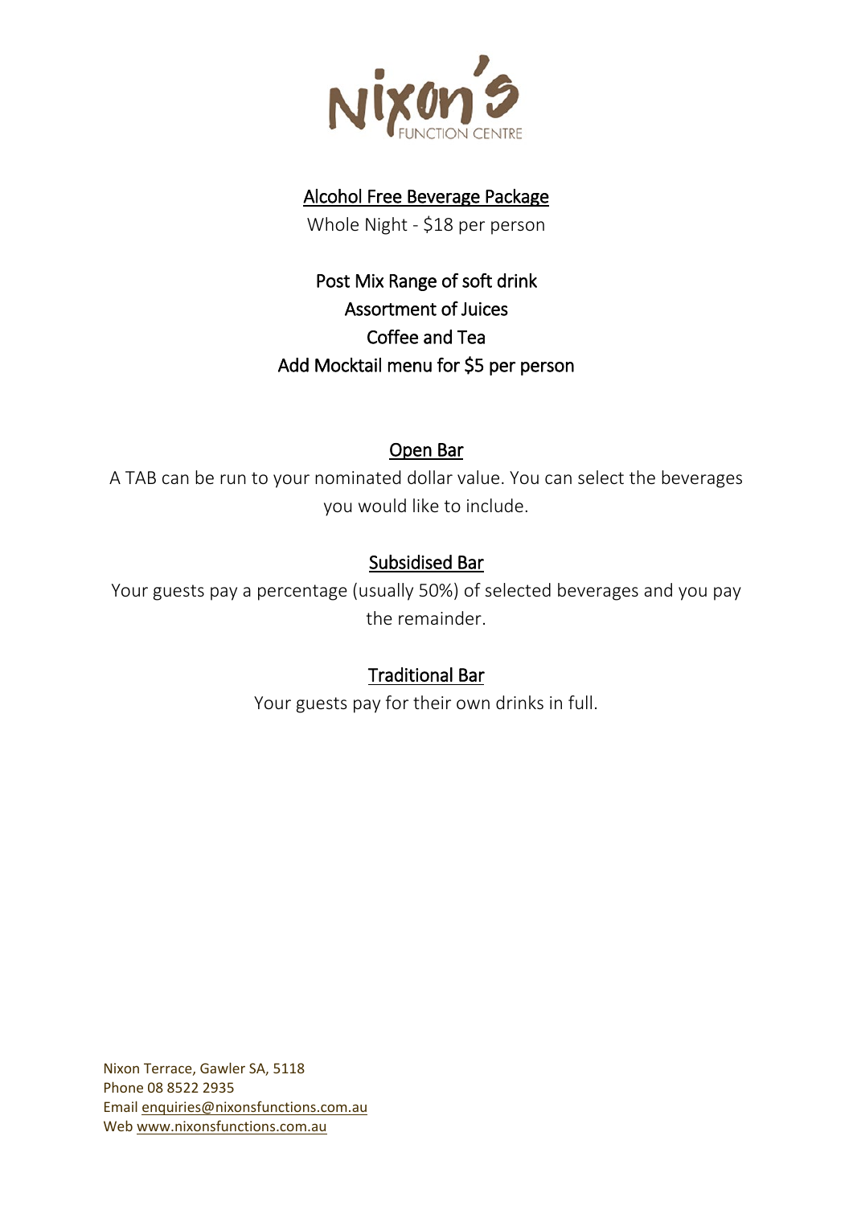Nixon's FUNCTION CENTRE

## Alcohol Free Beverage Package

Whole Night - $18 per person

Post Mix Range of soft drink
Assortment of Juices
Coffee and Tea
Add Mocktail menu for $5 per person

## Open Bar

A TAB can be run to your nominated dollar value. You can select the beverages you would like to include.

## Subsidised Bar

Your guests pay a percentage (usually 50%) of selected beverages and you pay the remainder.

## Traditional Bar

Your guests pay for their own drinks in full.

Nixon Terrace, Gawler SA, 5118
Phone 08 8522 2935
Email enquiries@nixonsfunctions.com.au
Web www.nixonsfunctions.com.au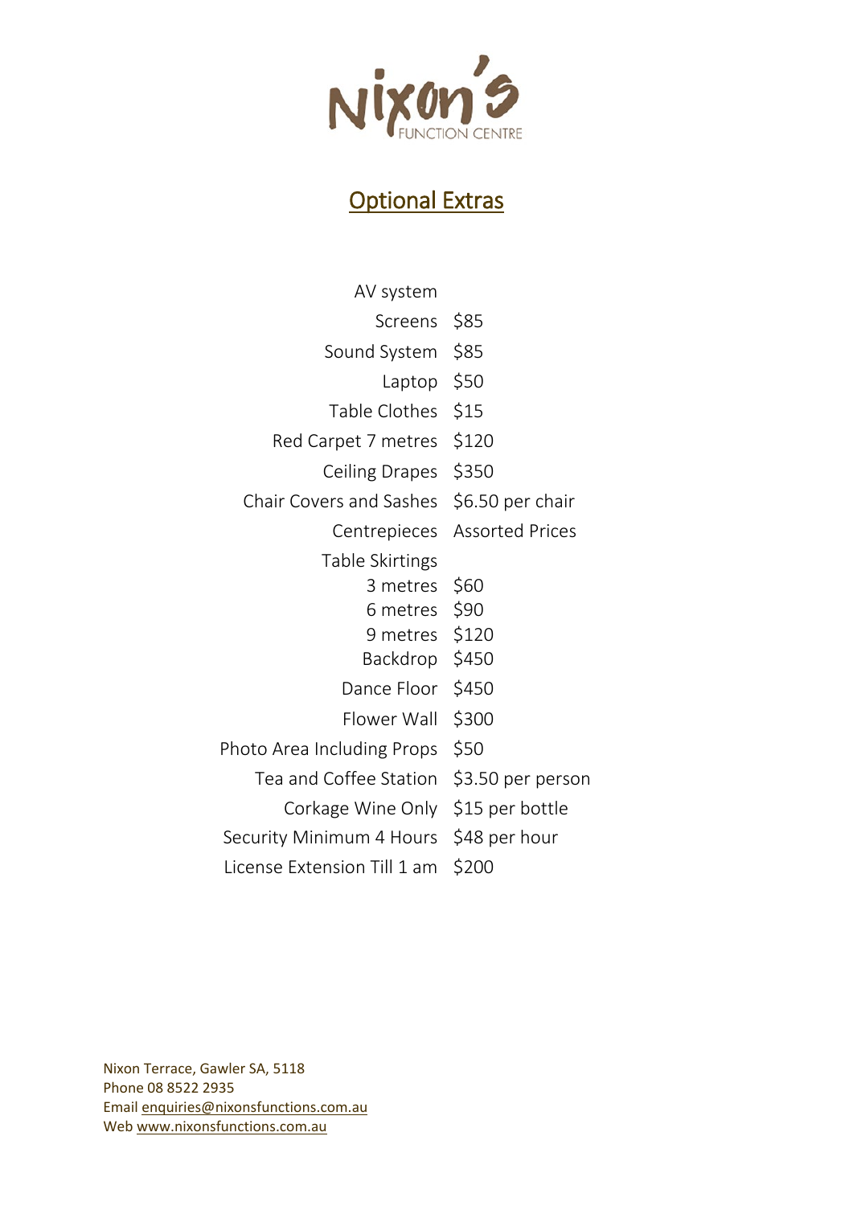Nixon's Function Centre

## Optional Extras

| Item | Price |
|---|---|
| AV system | |
| Screens | $85 |
| Sound System | $85 |
| Laptop | $50 |
| Table Clothes | $15 |
| Red Carpet 7 metres | $120 |
| Ceiling Drapes | $350 |
| Chair Covers and Sashes | $6.50 per chair |
| Centrepieces | Assorted Prices |
| Table Skirtings | |
| 3 metres | $60 |
| 6 metres | $90 |
| 9 metres | $120 |
| Backdrop | $450 |
| Dance Floor | $450 |
| Flower Wall | $300 |
| Photo Area Including Props | $50 |
| Tea and Coffee Station | $3.50 per person |
| Corkage Wine Only | $15 per bottle |
| Security Minimum 4 Hours | $48 per hour |
| License Extension Till 1 am | $200 |

Nixon Terrace, Gawler SA, 5118
Phone 08 8522 2935
Email enquiries@nixonsfunctions.com.au
Web www.nixonsfunctions.com.au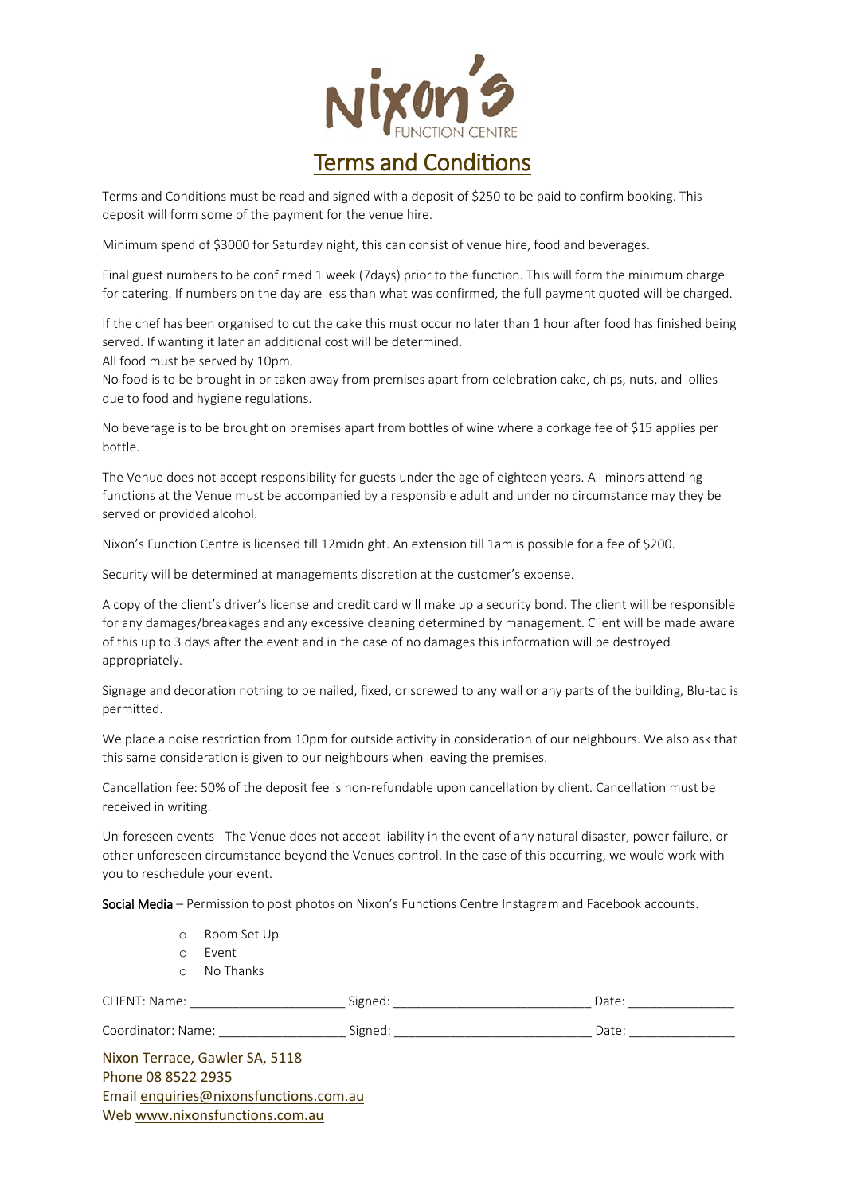Nixon's FUNCTION CENTRE

# Terms and Conditions

Terms and Conditions must be read and signed with a deposit of $250 to be paid to confirm booking. This deposit will form some of the payment for the venue hire.

Minimum spend of $3000 for Saturday night, this can consist of venue hire, food and beverages.

Final guest numbers to be confirmed 1 week (7days) prior to the function. This will form the minimum charge for catering. If numbers on the day are less than what was confirmed, the full payment quoted will be charged.

If the chef has been organised to cut the cake this must occur no later than 1 hour after food has finished being served. If wanting it later an additional cost will be determined.
All food must be served by 10pm.
No food is to be brought in or taken away from premises apart from celebration cake, chips, nuts, and lollies due to food and hygiene regulations.

No beverage is to be brought on premises apart from bottles of wine where a corkage fee of $15 applies per bottle.

The Venue does not accept responsibility for guests under the age of eighteen years. All minors attending functions at the Venue must be accompanied by a responsible adult and under no circumstance may they be served or provided alcohol.

Nixon's Function Centre is licensed till 12midnight. An extension till 1am is possible for a fee of $200.

Security will be determined at managements discretion at the customer's expense.

A copy of the client's driver's license and credit card will make up a security bond. The client will be responsible for any damages/breakages and any excessive cleaning determined by management. Client will be made aware of this up to 3 days after the event and in the case of no damages this information will be destroyed appropriately.

Signage and decoration nothing to be nailed, fixed, or screwed to any wall or any parts of the building, Blu-tac is permitted.

We place a noise restriction from 10pm for outside activity in consideration of our neighbours. We also ask that this same consideration is given to our neighbours when leaving the premises.

Cancellation fee: 50% of the deposit fee is non-refundable upon cancellation by client. Cancellation must be received in writing.

Un-foreseen events - The Venue does not accept liability in the event of any natural disaster, power failure, or other unforeseen circumstance beyond the Venues control. In the case of this occurring, we would work with you to reschedule your event.

Social Media – Permission to post photos on Nixon's Functions Centre Instagram and Facebook accounts.

- Room Set Up
- Event
- No Thanks

CLIENT: Name: ______________________ Signed: ____________________________ Date: _______________

Coordinator: Name: __________________ Signed: ____________________________ Date: _______________

Nixon Terrace, Gawler SA, 5118
Phone 08 8522 2935
Email enquiries@nixonsfunctions.com.au
Web www.nixonsfunctions.com.au